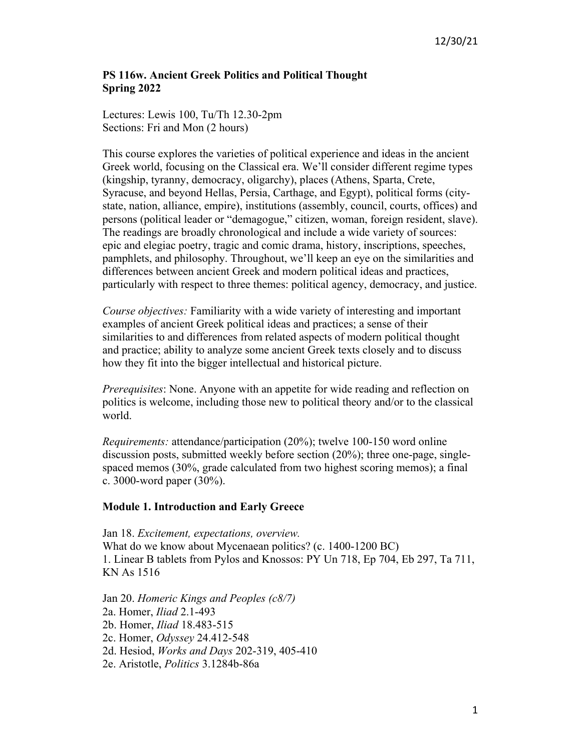12/30/21

**PS 116w. Ancient Greek Politics and Political Thought**
**Spring 2022**

Lectures: Lewis 100, Tu/Th 12.30-2pm
Sections: Fri and Mon (2 hours)

This course explores the varieties of political experience and ideas in the ancient Greek world, focusing on the Classical era. We'll consider different regime types (kingship, tyranny, democracy, oligarchy), places (Athens, Sparta, Crete, Syracuse, and beyond Hellas, Persia, Carthage, and Egypt), political forms (city-state, nation, alliance, empire), institutions (assembly, council, courts, offices) and persons (political leader or "demagogue," citizen, woman, foreign resident, slave). The readings are broadly chronological and include a wide variety of sources: epic and elegiac poetry, tragic and comic drama, history, inscriptions, speeches, pamphlets, and philosophy. Throughout, we'll keep an eye on the similarities and differences between ancient Greek and modern political ideas and practices, particularly with respect to three themes: political agency, democracy, and justice.

*Course objectives:* Familiarity with a wide variety of interesting and important examples of ancient Greek political ideas and practices; a sense of their similarities to and differences from related aspects of modern political thought and practice; ability to analyze some ancient Greek texts closely and to discuss how they fit into the bigger intellectual and historical picture.

*Prerequisites*: None. Anyone with an appetite for wide reading and reflection on politics is welcome, including those new to political theory and/or to the classical world.

*Requirements:* attendance/participation (20%); twelve 100-150 word online discussion posts, submitted weekly before section (20%); three one-page, single-spaced memos (30%, grade calculated from two highest scoring memos); a final c. 3000-word paper (30%).

## Module 1. Introduction and Early Greece

Jan 18. *Excitement, expectations, overview.*
What do we know about Mycenaean politics? (c. 1400-1200 BC)
1. Linear B tablets from Pylos and Knossos: PY Un 718, Ep 704, Eb 297, Ta 711, KN As 1516

Jan 20. *Homeric Kings and Peoples (c8/7)*
2a. Homer, *Iliad* 2.1-493
2b. Homer, *Iliad* 18.483-515
2c. Homer, *Odyssey* 24.412-548
2d. Hesiod, *Works and Days* 202-319, 405-410
2e. Aristotle, *Politics* 3.1284b-86a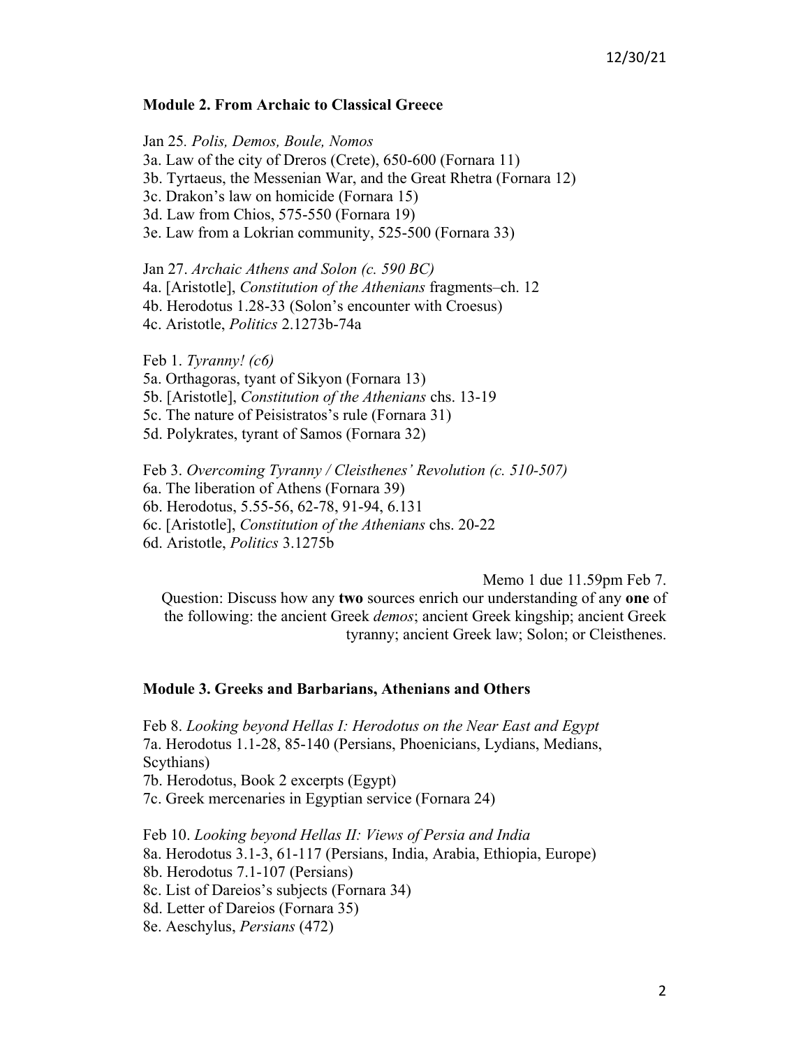**Module 2. From Archaic to Classical Greece**

Jan 25. *Polis, Demos, Boule, Nomos*
3a. Law of the city of Dreros (Crete), 650-600 (Fornara 11)
3b. Tyrtaeus, the Messenian War, and the Great Rhetra (Fornara 12)
3c. Drakon's law on homicide (Fornara 15)
3d. Law from Chios, 575-550 (Fornara 19)
3e. Law from a Lokrian community, 525-500 (Fornara 33)

Jan 27. *Archaic Athens and Solon (c. 590 BC)*
4a. [Aristotle], *Constitution of the Athenians* fragments–ch. 12
4b. Herodotus 1.28-33 (Solon's encounter with Croesus)
4c. Aristotle, *Politics* 2.1273b-74a

Feb 1. *Tyranny! (c6)*
5a. Orthagoras, tyant of Sikyon (Fornara 13)
5b. [Aristotle], *Constitution of the Athenians* chs. 13-19
5c. The nature of Peisistratos's rule (Fornara 31)
5d. Polykrates, tyrant of Samos (Fornara 32)

Feb 3. *Overcoming Tyranny / Cleisthenes' Revolution (c. 510-507)*
6a. The liberation of Athens (Fornara 39)
6b. Herodotus, 5.55-56, 62-78, 91-94, 6.131
6c. [Aristotle], *Constitution of the Athenians* chs. 20-22
6d. Aristotle, *Politics* 3.1275b

Memo 1 due 11.59pm Feb 7.
Question: Discuss how any **two** sources enrich our understanding of any **one** of the following: the ancient Greek *demos*; ancient Greek kingship; ancient Greek tyranny; ancient Greek law; Solon; or Cleisthenes.

**Module 3. Greeks and Barbarians, Athenians and Others**

Feb 8. *Looking beyond Hellas I: Herodotus on the Near East and Egypt*
7a. Herodotus 1.1-28, 85-140 (Persians, Phoenicians, Lydians, Medians, Scythians)
7b. Herodotus, Book 2 excerpts (Egypt)
7c. Greek mercenaries in Egyptian service (Fornara 24)

Feb 10. *Looking beyond Hellas II: Views of Persia and India*
8a. Herodotus 3.1-3, 61-117 (Persians, India, Arabia, Ethiopia, Europe)
8b. Herodotus 7.1-107 (Persians)
8c. List of Dareios's subjects (Fornara 34)
8d. Letter of Dareios (Fornara 35)
8e. Aeschylus, *Persians* (472)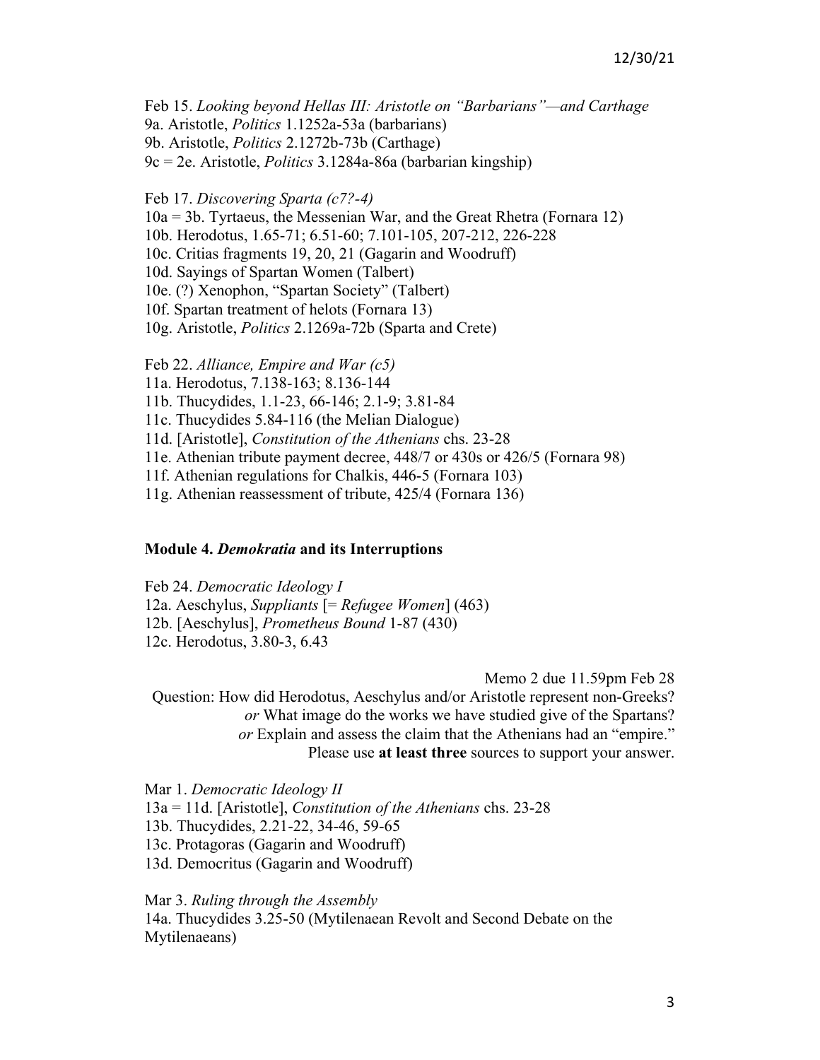Feb 15. *Looking beyond Hellas III: Aristotle on "Barbarians"—and Carthage*
9a. Aristotle, *Politics* 1.1252a-53a (barbarians)
9b. Aristotle, *Politics* 2.1272b-73b (Carthage)
9c = 2e. Aristotle, *Politics* 3.1284a-86a (barbarian kingship)

Feb 17. *Discovering Sparta (c7?-4)*
10a = 3b. Tyrtaeus, the Messenian War, and the Great Rhetra (Fornara 12)
10b. Herodotus, 1.65-71; 6.51-60; 7.101-105, 207-212, 226-228
10c. Critias fragments 19, 20, 21 (Gagarin and Woodruff)
10d. Sayings of Spartan Women (Talbert)
10e. (?) Xenophon, "Spartan Society" (Talbert)
10f. Spartan treatment of helots (Fornara 13)
10g. Aristotle, *Politics* 2.1269a-72b (Sparta and Crete)

Feb 22. *Alliance, Empire and War (c5)*
11a. Herodotus, 7.138-163; 8.136-144
11b. Thucydides, 1.1-23, 66-146; 2.1-9; 3.81-84
11c. Thucydides 5.84-116 (the Melian Dialogue)
11d. [Aristotle], *Constitution of the Athenians* chs. 23-28
11e. Athenian tribute payment decree, 448/7 or 430s or 426/5 (Fornara 98)
11f. Athenian regulations for Chalkis, 446-5 (Fornara 103)
11g. Athenian reassessment of tribute, 425/4 (Fornara 136)

## Module 4. *Demokratia* and its Interruptions

Feb 24. *Democratic Ideology I*
12a. Aeschylus, *Suppliants* [= *Refugee Women*] (463)
12b. [Aeschylus], *Prometheus Bound* 1-87 (430)
12c. Herodotus, 3.80-3, 6.43

Memo 2 due 11.59pm Feb 28
Question: How did Herodotus, Aeschylus and/or Aristotle represent non-Greeks?
*or* What image do the works we have studied give of the Spartans?
*or* Explain and assess the claim that the Athenians had an "empire."
Please use **at least three** sources to support your answer.

Mar 1. *Democratic Ideology II*
13a = 11d. [Aristotle], *Constitution of the Athenians* chs. 23-28
13b. Thucydides, 2.21-22, 34-46, 59-65
13c. Protagoras (Gagarin and Woodruff)
13d. Democritus (Gagarin and Woodruff)

Mar 3. *Ruling through the Assembly*
14a. Thucydides 3.25-50 (Mytilenaean Revolt and Second Debate on the Mytilenaeans)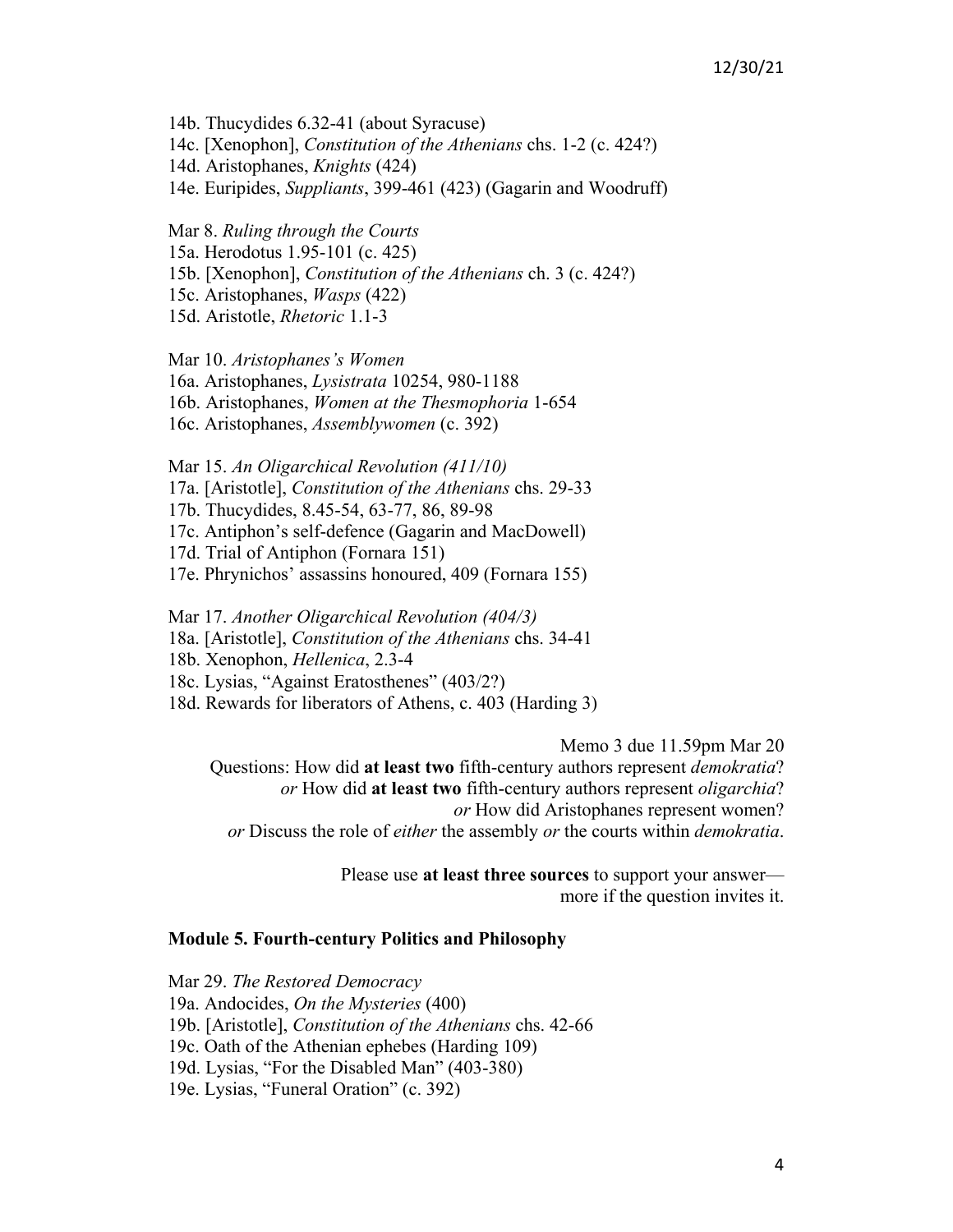14b. Thucydides 6.32-41 (about Syracuse)
14c. [Xenophon], *Constitution of the Athenians* chs. 1-2 (c. 424?)
14d. Aristophanes, *Knights* (424)
14e. Euripides, *Suppliants*, 399-461 (423) (Gagarin and Woodruff)

Mar 8. *Ruling through the Courts*
15a. Herodotus 1.95-101 (c. 425)
15b. [Xenophon], *Constitution of the Athenians* ch. 3 (c. 424?)
15c. Aristophanes, *Wasps* (422)
15d. Aristotle, *Rhetoric* 1.1-3

Mar 10. *Aristophanes's Women*
16a. Aristophanes, *Lysistrata* 10254, 980-1188
16b. Aristophanes, *Women at the Thesmophoria* 1-654
16c. Aristophanes, *Assemblywomen* (c. 392)

Mar 15. *An Oligarchical Revolution (411/10)*
17a. [Aristotle], *Constitution of the Athenians* chs. 29-33
17b. Thucydides, 8.45-54, 63-77, 86, 89-98
17c. Antiphon's self-defence (Gagarin and MacDowell)
17d. Trial of Antiphon (Fornara 151)
17e. Phrynichos' assassins honoured, 409 (Fornara 155)

Mar 17. *Another Oligarchical Revolution (404/3)*
18a. [Aristotle], *Constitution of the Athenians* chs. 34-41
18b. Xenophon, *Hellenica*, 2.3-4
18c. Lysias, "Against Eratosthenes" (403/2?)
18d. Rewards for liberators of Athens, c. 403 (Harding 3)

Memo 3 due 11.59pm Mar 20

Questions: How did **at least two** fifth-century authors represent *demokratia*?
*or* How did **at least two** fifth-century authors represent *oligarchia*?
*or* How did Aristophanes represent women?
*or* Discuss the role of *either* the assembly *or* the courts within *demokratia*.

Please use **at least three sources** to support your answer—
more if the question invites it.

### Module 5. Fourth-century Politics and Philosophy

Mar 29. *The Restored Democracy*
19a. Andocides, *On the Mysteries* (400)
19b. [Aristotle], *Constitution of the Athenians* chs. 42-66
19c. Oath of the Athenian ephebes (Harding 109)
19d. Lysias, "For the Disabled Man" (403-380)
19e. Lysias, "Funeral Oration" (c. 392)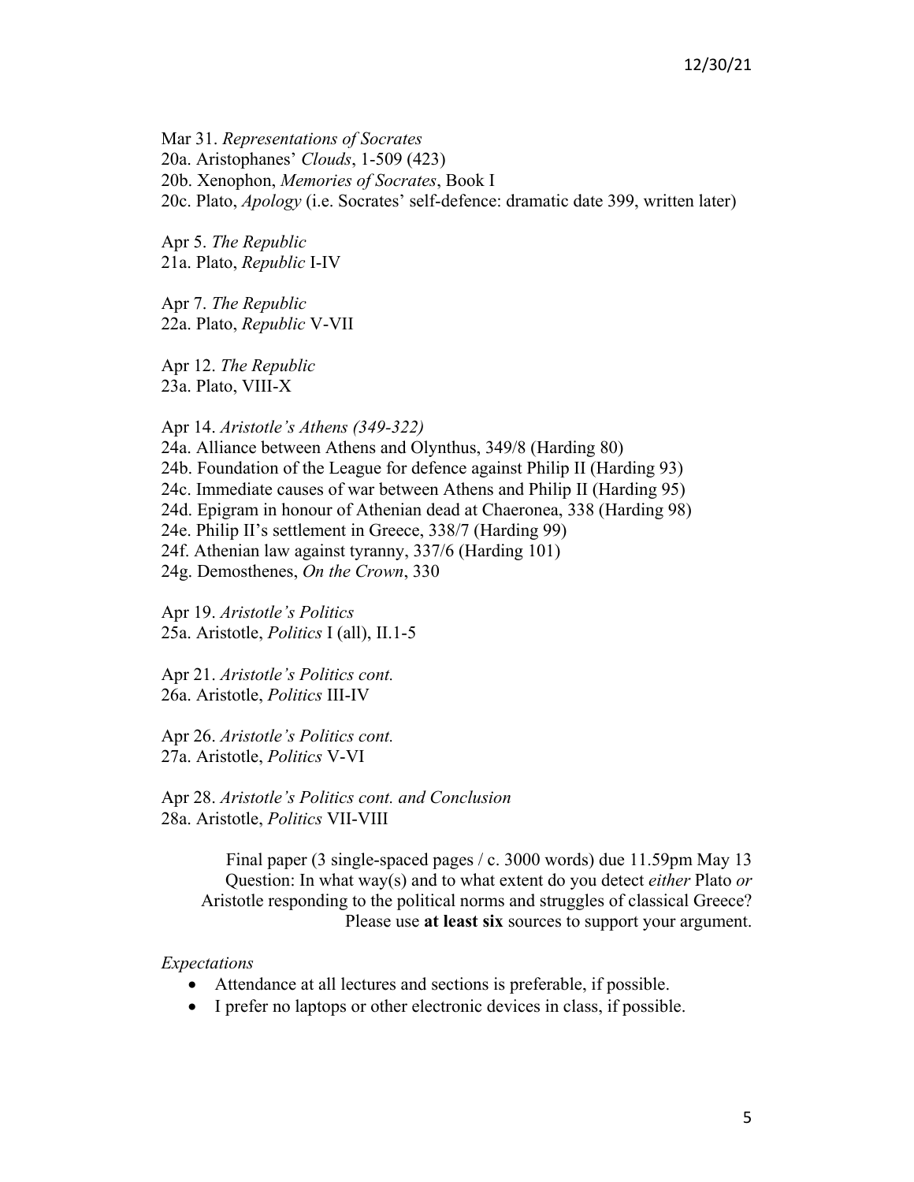Mar 31. *Representations of Socrates*
20a. Aristophanes' *Clouds*, 1-509 (423)
20b. Xenophon, *Memories of Socrates*, Book I
20c. Plato, *Apology* (i.e. Socrates' self-defence: dramatic date 399, written later)

Apr 5. *The Republic*
21a. Plato, *Republic* I-IV

Apr 7. *The Republic*
22a. Plato, *Republic* V-VII

Apr 12. *The Republic*
23a. Plato, VIII-X

Apr 14. *Aristotle's Athens (349-322)*
24a. Alliance between Athens and Olynthus, 349/8 (Harding 80)
24b. Foundation of the League for defence against Philip II (Harding 93)
24c. Immediate causes of war between Athens and Philip II (Harding 95)
24d. Epigram in honour of Athenian dead at Chaeronea, 338 (Harding 98)
24e. Philip II's settlement in Greece, 338/7 (Harding 99)
24f. Athenian law against tyranny, 337/6 (Harding 101)
24g. Demosthenes, *On the Crown*, 330

Apr 19. *Aristotle's Politics*
25a. Aristotle, *Politics* I (all), II.1-5

Apr 21. *Aristotle's Politics cont.*
26a. Aristotle, *Politics* III-IV

Apr 26. *Aristotle's Politics cont.*
27a. Aristotle, *Politics* V-VI

Apr 28. *Aristotle's Politics cont. and Conclusion*
28a. Aristotle, *Politics* VII-VIII

Final paper (3 single-spaced pages / c. 3000 words) due 11.59pm May 13
Question: In what way(s) and to what extent do you detect *either* Plato *or* Aristotle responding to the political norms and struggles of classical Greece? Please use **at least six** sources to support your argument.

*Expectations*

- Attendance at all lectures and sections is preferable, if possible.
- I prefer no laptops or other electronic devices in class, if possible.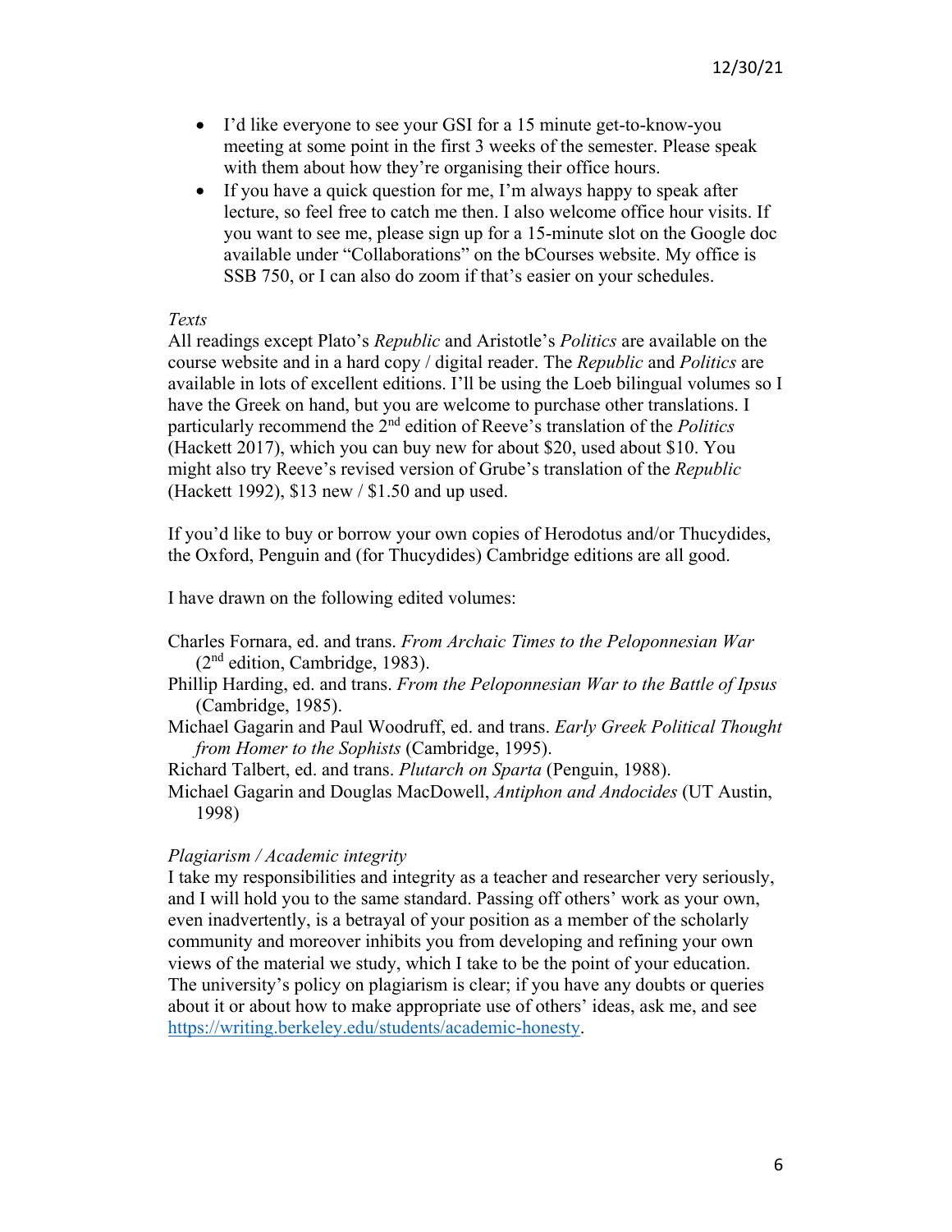- I'd like everyone to see your GSI for a 15 minute get-to-know-you meeting at some point in the first 3 weeks of the semester. Please speak with them about how they're organising their office hours.
- If you have a quick question for me, I'm always happy to speak after lecture, so feel free to catch me then. I also welcome office hour visits. If you want to see me, please sign up for a 15-minute slot on the Google doc available under "Collaborations" on the bCourses website. My office is SSB 750, or I can also do zoom if that's easier on your schedules.

*Texts*

All readings except Plato's *Republic* and Aristotle's *Politics* are available on the course website and in a hard copy / digital reader. The *Republic* and *Politics* are available in lots of excellent editions. I'll be using the Loeb bilingual volumes so I have the Greek on hand, but you are welcome to purchase other translations. I particularly recommend the 2nd edition of Reeve's translation of the *Politics* (Hackett 2017), which you can buy new for about $20, used about $10. You might also try Reeve's revised version of Grube's translation of the *Republic* (Hackett 1992), $13 new / $1.50 and up used.

If you'd like to buy or borrow your own copies of Herodotus and/or Thucydides, the Oxford, Penguin and (for Thucydides) Cambridge editions are all good.

I have drawn on the following edited volumes:

Charles Fornara, ed. and trans. *From Archaic Times to the Peloponnesian War* (2nd edition, Cambridge, 1983).
Phillip Harding, ed. and trans. *From the Peloponnesian War to the Battle of Ipsus* (Cambridge, 1985).
Michael Gagarin and Paul Woodruff, ed. and trans. *Early Greek Political Thought from Homer to the Sophists* (Cambridge, 1995).
Richard Talbert, ed. and trans. *Plutarch on Sparta* (Penguin, 1988).
Michael Gagarin and Douglas MacDowell, *Antiphon and Andocides* (UT Austin, 1998)

*Plagiarism / Academic integrity*

I take my responsibilities and integrity as a teacher and researcher very seriously, and I will hold you to the same standard. Passing off others' work as your own, even inadvertently, is a betrayal of your position as a member of the scholarly community and moreover inhibits you from developing and refining your own views of the material we study, which I take to be the point of your education. The university's policy on plagiarism is clear; if you have any doubts or queries about it or about how to make appropriate use of others' ideas, ask me, and see https://writing.berkeley.edu/students/academic-honesty.